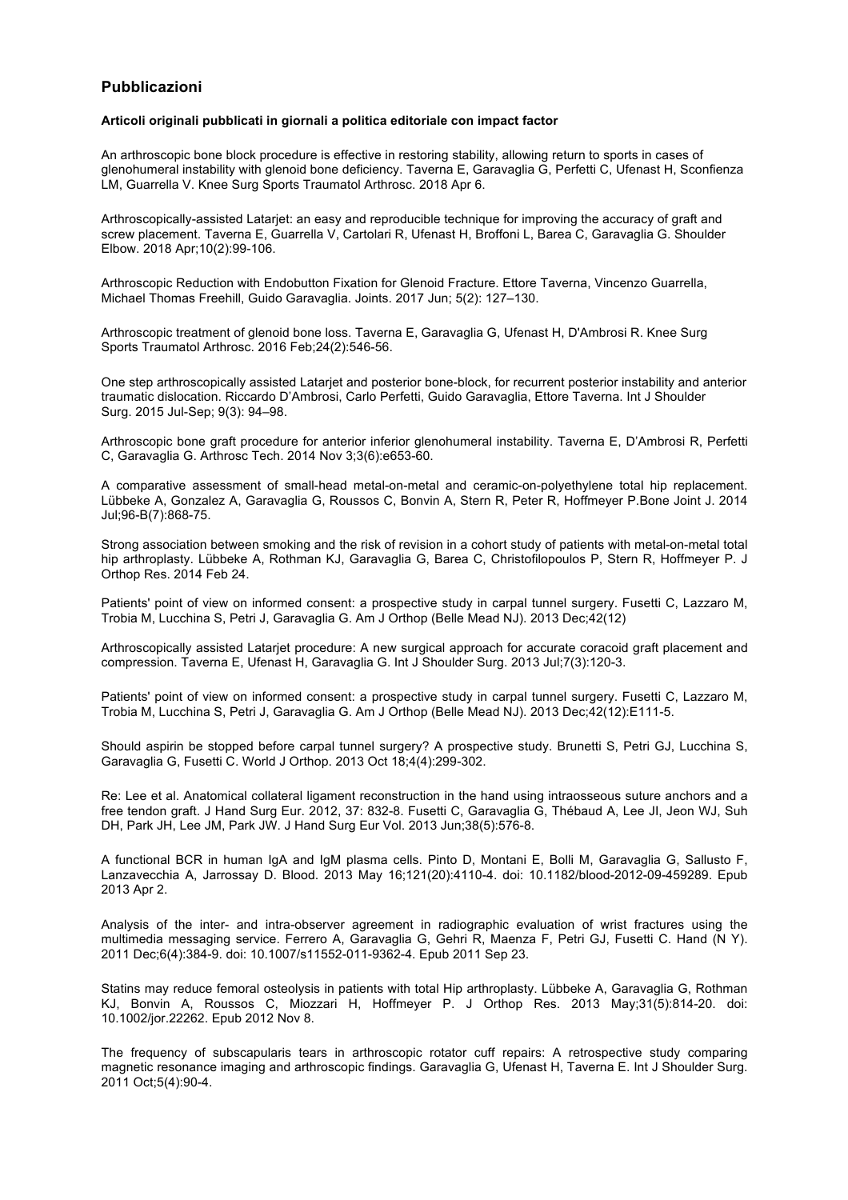## Pubblicazioni

### Articoli originali pubblicati in giornali a politica editoriale con impact factor

An arthroscopic bone block procedure is effective in restoring stability, allowing return to sports in cases of glenohumeral instability with glenoid bone deficiency. Taverna E, Garavaglia G, Perfetti C, Ufenast H, Sconfienza LM, Guarrella V. Knee Surg Sports Traumatol Arthrosc. 2018 Apr 6.

Arthroscopically-assisted Latarjet: an easy and reproducible technique for improving the accuracy of graft and screw placement. Taverna E, Guarrella V, Cartolari R, Ufenast H, Broffoni L, Barea C, Garavaglia G. Shoulder Elbow. 2018 Apr;10(2):99-106.

Arthroscopic Reduction with Endobutton Fixation for Glenoid Fracture. Ettore Taverna, Vincenzo Guarrella, Michael Thomas Freehill, Guido Garavaglia. Joints. 2017 Jun; 5(2): 127–130.

Arthroscopic treatment of glenoid bone loss. Taverna E, Garavaglia G, Ufenast H, D'Ambrosi R. Knee Surg Sports Traumatol Arthrosc. 2016 Feb;24(2):546-56.

One step arthroscopically assisted Latarjet and posterior bone-block, for recurrent posterior instability and anterior traumatic dislocation. Riccardo D'Ambrosi, Carlo Perfetti, Guido Garavaglia, Ettore Taverna. Int J Shoulder Surg. 2015 Jul-Sep; 9(3): 94–98.

Arthroscopic bone graft procedure for anterior inferior glenohumeral instability. Taverna E, D'Ambrosi R, Perfetti C, Garavaglia G. Arthrosc Tech. 2014 Nov 3;3(6):e653-60.

A comparative assessment of small-head metal-on-metal and ceramic-on-polyethylene total hip replacement. Lübbeke A, Gonzalez A, Garavaglia G, Roussos C, Bonvin A, Stern R, Peter R, Hoffmeyer P.Bone Joint J. 2014 Jul;96-B(7):868-75.

Strong association between smoking and the risk of revision in a cohort study of patients with metal-on-metal total hip arthroplasty. Lübbeke A, Rothman KJ, Garavaglia G, Barea C, Christofilopoulos P, Stern R, Hoffmeyer P. J Orthop Res. 2014 Feb 24.

Patients' point of view on informed consent: a prospective study in carpal tunnel surgery. Fusetti C, Lazzaro M, Trobia M, Lucchina S, Petri J, Garavaglia G. Am J Orthop (Belle Mead NJ). 2013 Dec;42(12)

Arthroscopically assisted Latarjet procedure: A new surgical approach for accurate coracoid graft placement and compression. Taverna E, Ufenast H, Garavaglia G. Int J Shoulder Surg. 2013 Jul;7(3):120-3.

Patients' point of view on informed consent: a prospective study in carpal tunnel surgery. Fusetti C, Lazzaro M, Trobia M, Lucchina S, Petri J, Garavaglia G. Am J Orthop (Belle Mead NJ). 2013 Dec;42(12):E111-5.

Should aspirin be stopped before carpal tunnel surgery? A prospective study. Brunetti S, Petri GJ, Lucchina S, Garavaglia G, Fusetti C. World J Orthop. 2013 Oct 18;4(4):299-302.

Re: Lee et al. Anatomical collateral ligament reconstruction in the hand using intraosseous suture anchors and a free tendon graft. J Hand Surg Eur. 2012, 37: 832-8. Fusetti C, Garavaglia G, Thébaud A, Lee JI, Jeon WJ, Suh DH, Park JH, Lee JM, Park JW. J Hand Surg Eur Vol. 2013 Jun;38(5):576-8.

A functional BCR in human IgA and IgM plasma cells. Pinto D, Montani E, Bolli M, Garavaglia G, Sallusto F, Lanzavecchia A, Jarrossay D. Blood. 2013 May 16;121(20):4110-4. doi: 10.1182/blood-2012-09-459289. Epub 2013 Apr 2.

Analysis of the inter- and intra-observer agreement in radiographic evaluation of wrist fractures using the multimedia messaging service. Ferrero A, Garavaglia G, Gehri R, Maenza F, Petri GJ, Fusetti C. Hand (N Y). 2011 Dec;6(4):384-9. doi: 10.1007/s11552-011-9362-4. Epub 2011 Sep 23.

Statins may reduce femoral osteolysis in patients with total Hip arthroplasty. Lübbeke A, Garavaglia G, Rothman KJ, Bonvin A, Roussos C, Miozzari H, Hoffmeyer P. J Orthop Res. 2013 May;31(5):814-20. doi: 10.1002/jor.22262. Epub 2012 Nov 8.

The frequency of subscapularis tears in arthroscopic rotator cuff repairs: A retrospective study comparing magnetic resonance imaging and arthroscopic findings. Garavaglia G, Ufenast H, Taverna E. Int J Shoulder Surg. 2011 Oct;5(4):90-4.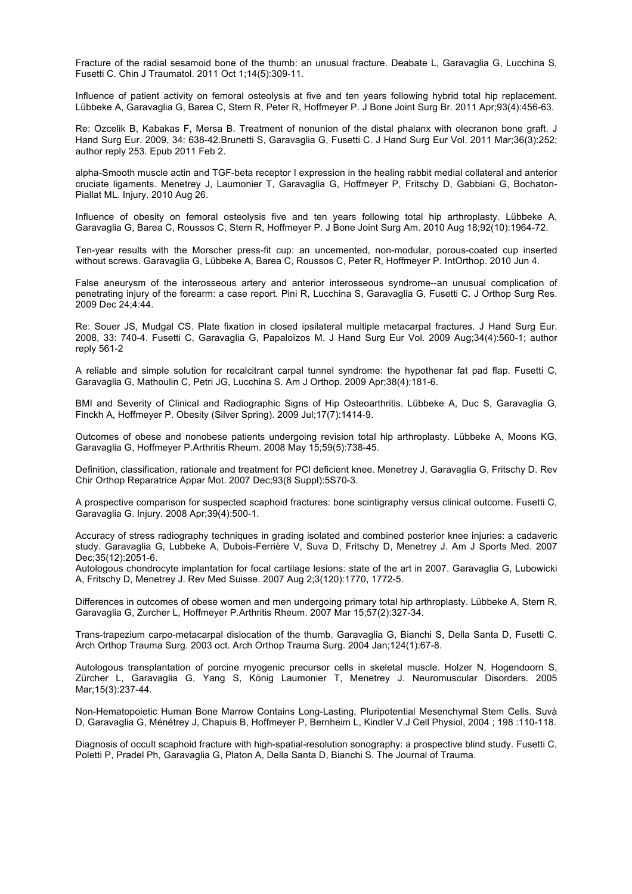Fracture of the radial sesamoid bone of the thumb: an unusual fracture. Deabate L, Garavaglia G, Lucchina S, Fusetti C. Chin J Traumatol. 2011 Oct 1;14(5):309-11.

Influence of patient activity on femoral osteolysis at five and ten years following hybrid total hip replacement. Lübbeke A, Garavaglia G, Barea C, Stern R, Peter R, Hoffmeyer P. J Bone Joint Surg Br. 2011 Apr;93(4):456-63.

Re: Ozcelik B, Kabakas F, Mersa B. Treatment of nonunion of the distal phalanx with olecranon bone graft. J Hand Surg Eur. 2009, 34: 638-42.Brunetti S, Garavaglia G, Fusetti C. J Hand Surg Eur Vol. 2011 Mar;36(3):252; author reply 253. Epub 2011 Feb 2.

alpha-Smooth muscle actin and TGF-beta receptor I expression in the healing rabbit medial collateral and anterior cruciate ligaments. Menetrey J, Laumonier T, Garavaglia G, Hoffmeyer P, Fritschy D, Gabbiani G, Bochaton-Piallat ML. Injury. 2010 Aug 26.

Influence of obesity on femoral osteolysis five and ten years following total hip arthroplasty. Lübbeke A, Garavaglia G, Barea C, Roussos C, Stern R, Hoffmeyer P. J Bone Joint Surg Am. 2010 Aug 18;92(10):1964-72.

Ten-year results with the Morscher press-fit cup: an uncemented, non-modular, porous-coated cup inserted without screws. Garavaglia G, Lübbeke A, Barea C, Roussos C, Peter R, Hoffmeyer P. IntOrthop. 2010 Jun 4.

False aneurysm of the interosseous artery and anterior interosseous syndrome--an unusual complication of penetrating injury of the forearm: a case report. Pini R, Lucchina S, Garavaglia G, Fusetti C. J Orthop Surg Res. 2009 Dec 24;4:44.

Re: Souer JS, Mudgal CS. Plate fixation in closed ipsilateral multiple metacarpal fractures. J Hand Surg Eur. 2008, 33: 740-4. Fusetti C, Garavaglia G, Papaloïzos M. J Hand Surg Eur Vol. 2009 Aug;34(4):560-1; author reply 561-2

A reliable and simple solution for recalcitrant carpal tunnel syndrome: the hypothenar fat pad flap. Fusetti C, Garavaglia G, Mathoulin C, Petri JG, Lucchina S. Am J Orthop. 2009 Apr;38(4):181-6.

BMI and Severity of Clinical and Radiographic Signs of Hip Osteoarthritis. Lübbeke A, Duc S, Garavaglia G, Finckh A, Hoffmeyer P. Obesity (Silver Spring). 2009 Jul;17(7):1414-9.

Outcomes of obese and nonobese patients undergoing revision total hip arthroplasty. Lübbeke A, Moons KG, Garavaglia G, Hoffmeyer P.Arthritis Rheum. 2008 May 15;59(5):738-45.

Definition, classification, rationale and treatment for PCl deficient knee. Menetrey J, Garavaglia G, Fritschy D. Rev Chir Orthop Reparatrice Appar Mot. 2007 Dec;93(8 Suppl):5S70-3.

A prospective comparison for suspected scaphoid fractures: bone scintigraphy versus clinical outcome. Fusetti C, Garavaglia G. Injury. 2008 Apr;39(4):500-1.

Accuracy of stress radiography techniques in grading isolated and combined posterior knee injuries: a cadaveric study. Garavaglia G, Lubbeke A, Dubois-Ferrière V, Suva D, Fritschy D, Menetrey J. Am J Sports Med. 2007 Dec;35(12):2051-6.

Autologous chondrocyte implantation for focal cartilage lesions: state of the art in 2007. Garavaglia G, Lubowicki A, Fritschy D, Menetrey J. Rev Med Suisse. 2007 Aug 2;3(120):1770, 1772-5.

Differences in outcomes of obese women and men undergoing primary total hip arthroplasty. Lübbeke A, Stern R, Garavaglia G, Zurcher L, Hoffmeyer P.Arthritis Rheum. 2007 Mar 15;57(2):327-34.

Trans-trapezium carpo-metacarpal dislocation of the thumb. Garavaglia G, Bianchi S, Della Santa D, Fusetti C. Arch Orthop Trauma Surg. 2003 oct. Arch Orthop Trauma Surg. 2004 Jan;124(1):67-8.

Autologous transplantation of porcine myogenic precursor cells in skeletal muscle. Holzer N, Hogendoorn S, Zürcher L, Garavaglia G, Yang S, König Laumonier T, Menetrey J. Neuromuscular Disorders. 2005 Mar;15(3):237-44.

Non-Hematopoietic Human Bone Marrow Contains Long-Lasting, Pluripotential Mesenchymal Stem Cells. Suvà D, Garavaglia G, Ménétrey J, Chapuis B, Hoffmeyer P, Bernheim L, Kindler V.J Cell Physiol, 2004 ; 198 :110-118.

Diagnosis of occult scaphoid fracture with high-spatial-resolution sonography: a prospective blind study. Fusetti C, Poletti P, Pradel Ph, Garavaglia G, Platon A, Della Santa D, Bianchi S. The Journal of Trauma.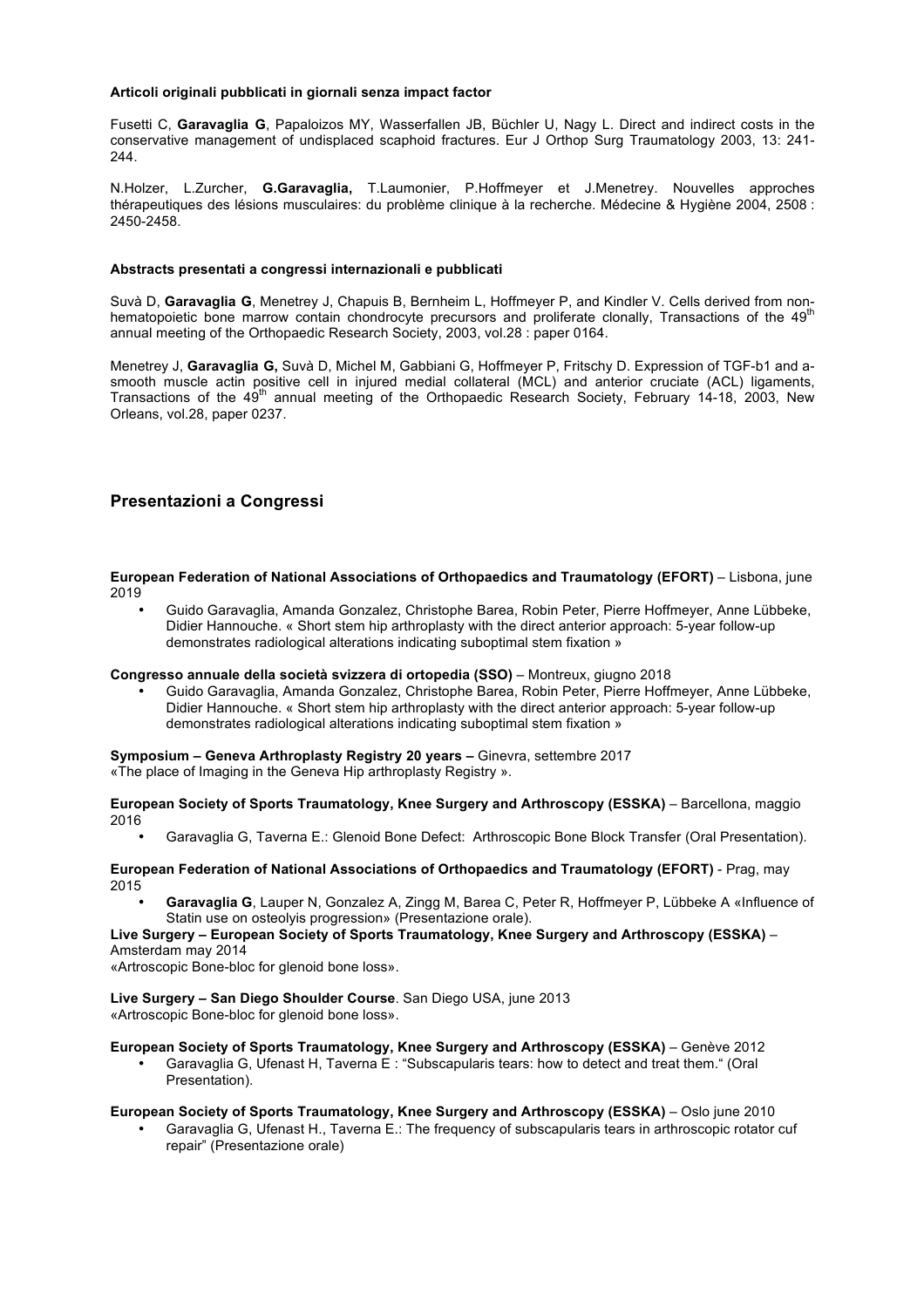**Articoli originali pubblicati in giornali senza impact factor**

Fusetti C, **Garavaglia G**, Papaloizos MY, Wasserfallen JB, Büchler U, Nagy L. Direct and indirect costs in the conservative management of undisplaced scaphoid fractures. Eur J Orthop Surg Traumatology 2003, 13: 241-244.

N.Holzer, L.Zurcher, **G.Garavaglia,** T.Laumonier, P.Hoffmeyer et J.Menetrey. Nouvelles approches thérapeutiques des lésions musculaires: du problème clinique à la recherche. Médecine & Hygiène 2004, 2508 : 2450-2458.

**Abstracts presentati a congressi internazionali e pubblicati**

Suvà D, **Garavaglia G**, Menetrey J, Chapuis B, Bernheim L, Hoffmeyer P, and Kindler V. Cells derived from non-hematopoietic bone marrow contain chondrocyte precursors and proliferate clonally, Transactions of the 49th annual meeting of the Orthopaedic Research Society, 2003, vol.28 : paper 0164.

Menetrey J, **Garavaglia G,** Suvà D, Michel M, Gabbiani G, Hoffmeyer P, Fritschy D. Expression of TGF-b1 and a-smooth muscle actin positive cell in injured medial collateral (MCL) and anterior cruciate (ACL) ligaments, Transactions of the 49th annual meeting of the Orthopaedic Research Society, February 14-18, 2003, New Orleans, vol.28, paper 0237.

## Presentazioni a Congressi

**European Federation of National Associations of Orthopaedics and Traumatology (EFORT)** – Lisbona, june 2019

- Guido Garavaglia, Amanda Gonzalez, Christophe Barea, Robin Peter, Pierre Hoffmeyer, Anne Lübbeke, Didier Hannouche. « Short stem hip arthroplasty with the direct anterior approach: 5-year follow-up demonstrates radiological alterations indicating suboptimal stem fixation »

**Congresso annuale della società svizzera di ortopedia (SSO)** – Montreux, giugno 2018

- Guido Garavaglia, Amanda Gonzalez, Christophe Barea, Robin Peter, Pierre Hoffmeyer, Anne Lübbeke, Didier Hannouche. « Short stem hip arthroplasty with the direct anterior approach: 5-year follow-up demonstrates radiological alterations indicating suboptimal stem fixation »

**Symposium – Geneva Arthroplasty Registry 20 years –** Ginevra, settembre 2017
«The place of Imaging in the Geneva Hip arthroplasty Registry ».

**European Society of Sports Traumatology, Knee Surgery and Arthroscopy (ESSKA)** – Barcellona, maggio 2016

- Garavaglia G, Taverna E.: Glenoid Bone Defect: Arthroscopic Bone Block Transfer (Oral Presentation).

**European Federation of National Associations of Orthopaedics and Traumatology (EFORT)** - Prag, may 2015

- **Garavaglia G**, Lauper N, Gonzalez A, Zingg M, Barea C, Peter R, Hoffmeyer P, Lübbeke A «Influence of Statin use on osteolyis progression» (Presentazione orale).

**Live Surgery – European Society of Sports Traumatology, Knee Surgery and Arthroscopy (ESSKA)** – Amsterdam may 2014
«Artroscopic Bone-bloc for glenoid bone loss».

**Live Surgery – San Diego Shoulder Course**. San Diego USA, june 2013
«Artroscopic Bone-bloc for glenoid bone loss».

**European Society of Sports Traumatology, Knee Surgery and Arthroscopy (ESSKA)** – Genève 2012

- Garavaglia G, Ufenast H, Taverna E : "Subscapularis tears: how to detect and treat them." (Oral Presentation).

**European Society of Sports Traumatology, Knee Surgery and Arthroscopy (ESSKA)** – Oslo june 2010

- Garavaglia G, Ufenast H., Taverna E.: The frequency of subscapularis tears in arthroscopic rotator cuf repair" (Presentazione orale)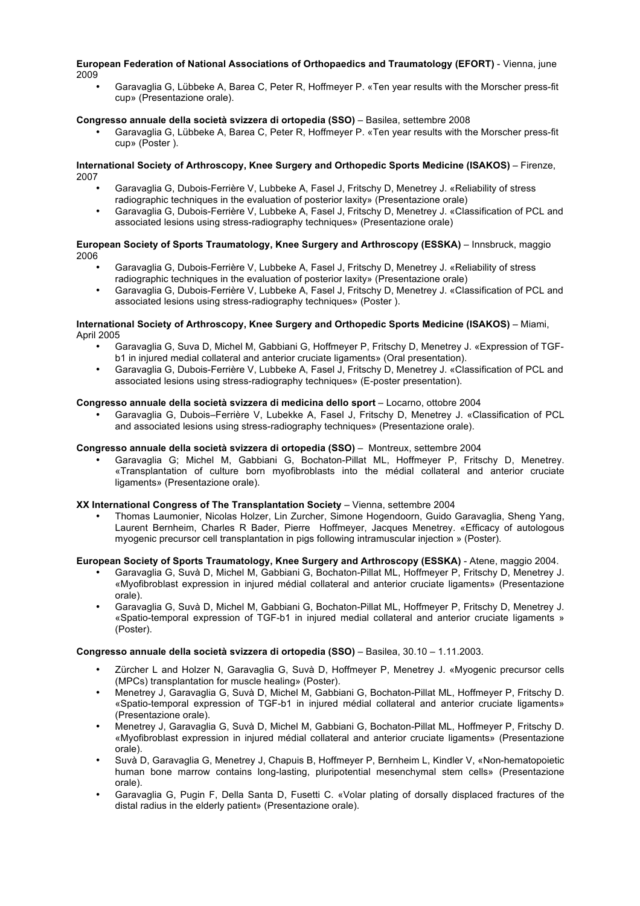**European Federation of National Associations of Orthopaedics and Traumatology (EFORT)** - Vienna, june 2009

- Garavaglia G, Lübbeke A, Barea C, Peter R, Hoffmeyer P. «Ten year results with the Morscher press-fit cup» (Presentazione orale).

**Congresso annuale della società svizzera di ortopedia (SSO)** – Basilea, settembre 2008

- Garavaglia G, Lübbeke A, Barea C, Peter R, Hoffmeyer P. «Ten year results with the Morscher press-fit cup» (Poster ).

**International Society of Arthroscopy, Knee Surgery and Orthopedic Sports Medicine (ISAKOS)** – Firenze, 2007

- Garavaglia G, Dubois-Ferrière V, Lubbeke A, Fasel J, Fritschy D, Menetrey J. «Reliability of stress radiographic techniques in the evaluation of posterior laxity» (Presentazione orale)
- Garavaglia G, Dubois-Ferrière V, Lubbeke A, Fasel J, Fritschy D, Menetrey J. «Classification of PCL and associated lesions using stress-radiography techniques» (Presentazione orale)

**European Society of Sports Traumatology, Knee Surgery and Arthroscopy (ESSKA)** – Innsbruck, maggio 2006

- Garavaglia G, Dubois-Ferrière V, Lubbeke A, Fasel J, Fritschy D, Menetrey J. «Reliability of stress radiographic techniques in the evaluation of posterior laxity» (Presentazione orale)
- Garavaglia G, Dubois-Ferrière V, Lubbeke A, Fasel J, Fritschy D, Menetrey J. «Classification of PCL and associated lesions using stress-radiography techniques» (Poster ).

**International Society of Arthroscopy, Knee Surgery and Orthopedic Sports Medicine (ISAKOS)** – Miami, April 2005

- Garavaglia G, Suva D, Michel M, Gabbiani G, Hoffmeyer P, Fritschy D, Menetrey J. «Expression of TGF-b1 in injured medial collateral and anterior cruciate ligaments» (Oral presentation).
- Garavaglia G, Dubois-Ferrière V, Lubbeke A, Fasel J, Fritschy D, Menetrey J. «Classification of PCL and associated lesions using stress-radiography techniques» (E-poster presentation).

**Congresso annuale della società svizzera di medicina dello sport** – Locarno, ottobre 2004

- Garavaglia G, Dubois–Ferrière V, Lubekke A, Fasel J, Fritschy D, Menetrey J. «Classification of PCL and associated lesions using stress-radiography techniques» (Presentazione orale).

**Congresso annuale della società svizzera di ortopedia (SSO)** – Montreux, settembre 2004

- Garavaglia G; Michel M, Gabbiani G, Bochaton-Pillat ML, Hoffmeyer P, Fritschy D, Menetrey. «Transplantation of culture born myofibroblasts into the médial collateral and anterior cruciate ligaments» (Presentazione orale).

**XX International Congress of The Transplantation Society** – Vienna, settembre 2004

- Thomas Laumonier, Nicolas Holzer, Lin Zurcher, Simone Hogendoorn, Guido Garavaglia, Sheng Yang, Laurent Bernheim, Charles R Bader, Pierre Hoffmeyer, Jacques Menetrey. «Efficacy of autologous myogenic precursor cell transplantation in pigs following intramuscular injection » (Poster).

**European Society of Sports Traumatology, Knee Surgery and Arthroscopy (ESSKA)** - Atene, maggio 2004.

- Garavaglia G, Suvà D, Michel M, Gabbiani G, Bochaton-Pillat ML, Hoffmeyer P, Fritschy D, Menetrey J. «Myofibroblast expression in injured médial collateral and anterior cruciate ligaments» (Presentazione orale).
- Garavaglia G, Suvà D, Michel M, Gabbiani G, Bochaton-Pillat ML, Hoffmeyer P, Fritschy D, Menetrey J. «Spatio-temporal expression of TGF-b1 in injured medial collateral and anterior cruciate ligaments » (Poster).

**Congresso annuale della società svizzera di ortopedia (SSO)** – Basilea, 30.10 – 1.11.2003.

- Zürcher L and Holzer N, Garavaglia G, Suvà D, Hoffmeyer P, Menetrey J. «Myogenic precursor cells (MPCs) transplantation for muscle healing» (Poster).
- Menetrey J, Garavaglia G, Suvà D, Michel M, Gabbiani G, Bochaton-Pillat ML, Hoffmeyer P, Fritschy D. «Spatio-temporal expression of TGF-b1 in injured médial collateral and anterior cruciate ligaments» (Presentazione orale).
- Menetrey J, Garavaglia G, Suvà D, Michel M, Gabbiani G, Bochaton-Pillat ML, Hoffmeyer P, Fritschy D. «Myofibroblast expression in injured médial collateral and anterior cruciate ligaments» (Presentazione orale).
- Suvà D, Garavaglia G, Menetrey J, Chapuis B, Hoffmeyer P, Bernheim L, Kindler V, «Non-hematopoietic human bone marrow contains long-lasting, pluripotential mesenchymal stem cells» (Presentazione orale).
- Garavaglia G, Pugin F, Della Santa D, Fusetti C. «Volar plating of dorsally displaced fractures of the distal radius in the elderly patient» (Presentazione orale).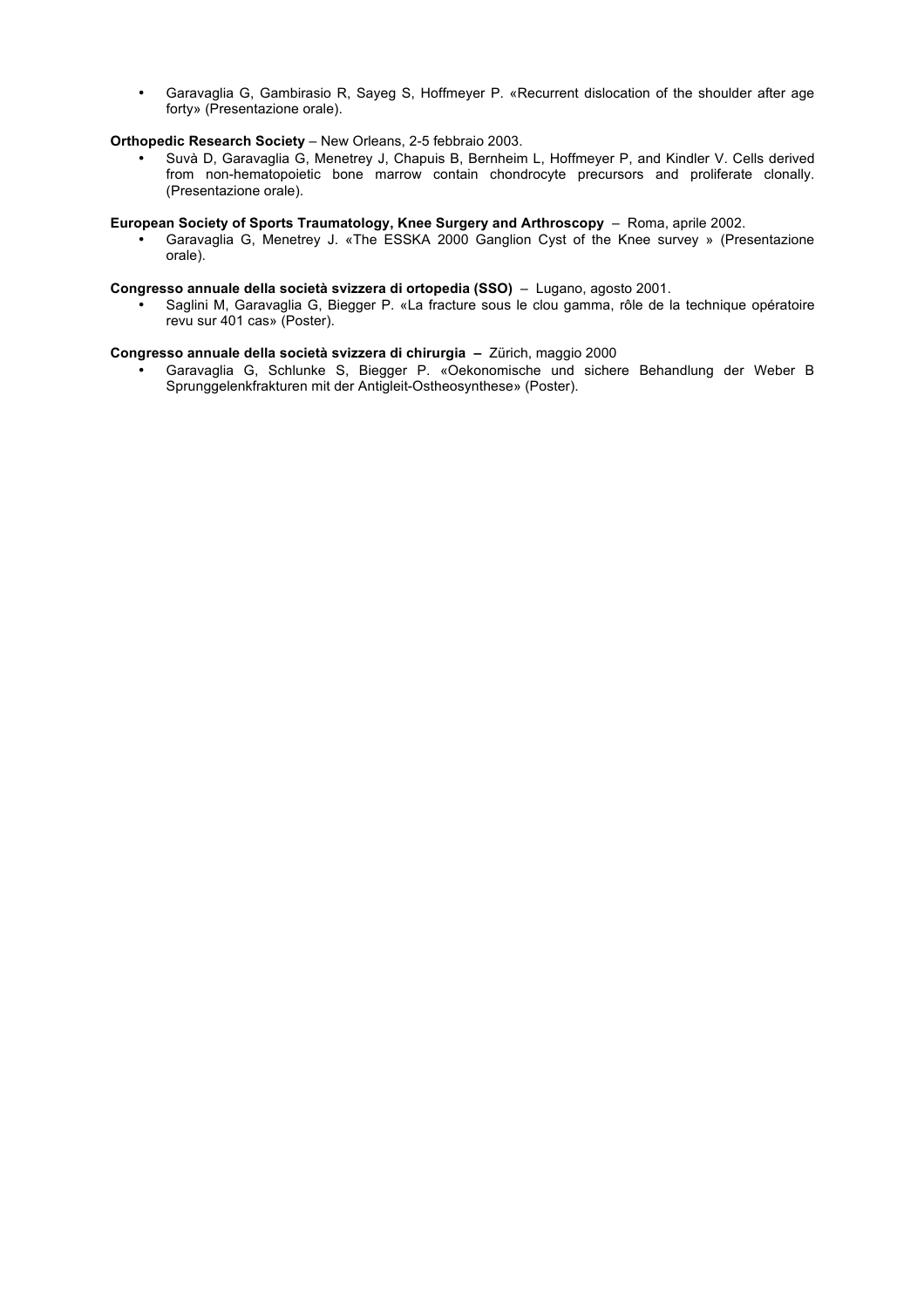- Garavaglia G, Gambirasio R, Sayeg S, Hoffmeyer P. «Recurrent dislocation of the shoulder after age forty» (Presentazione orale).

**Orthopedic Research Society** – New Orleans, 2-5 febbraio 2003.

- Suvà D, Garavaglia G, Menetrey J, Chapuis B, Bernheim L, Hoffmeyer P, and Kindler V. Cells derived from non-hematopoietic bone marrow contain chondrocyte precursors and proliferate clonally. (Presentazione orale).

**European Society of Sports Traumatology, Knee Surgery and Arthroscopy** – Roma, aprile 2002.

- Garavaglia G, Menetrey J. «The ESSKA 2000 Ganglion Cyst of the Knee survey » (Presentazione orale).

**Congresso annuale della società svizzera di ortopedia (SSO)** – Lugano, agosto 2001.

- Saglini M, Garavaglia G, Biegger P. «La fracture sous le clou gamma, rôle de la technique opératoire revu sur 401 cas» (Poster).

**Congresso annuale della società svizzera di chirurgia** – Zürich, maggio 2000

- Garavaglia G, Schlunke S, Biegger P. «Oekonomische und sichere Behandlung der Weber B Sprunggelenkfrakturen mit der Antigleit-Ostheosynthese» (Poster).